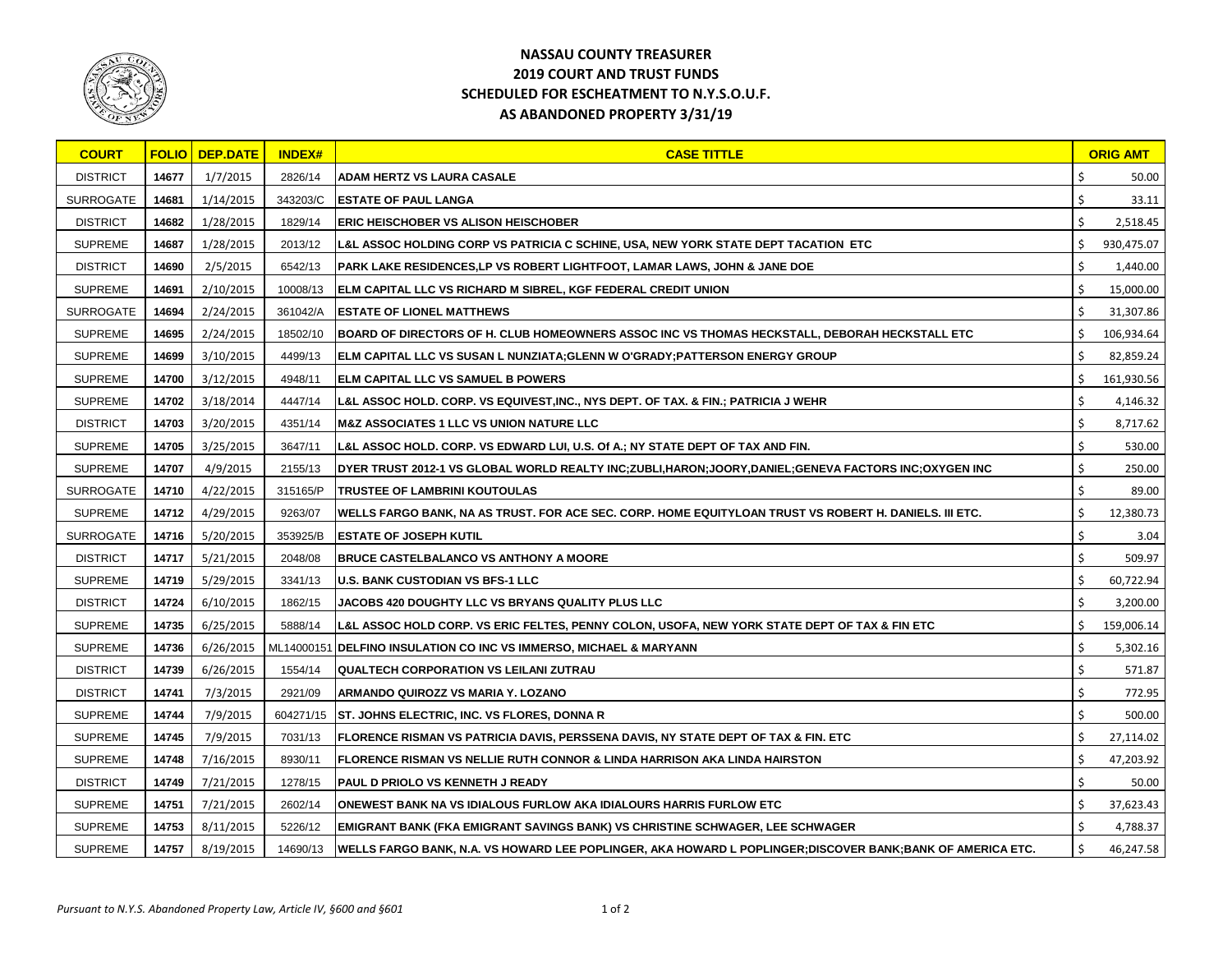# NASSAU COUNTY TREASURER
## 2019 COURT AND TRUST FUNDS
## SCHEDULED FOR ESCHEATMENT TO N.Y.S.O.U.F.
## AS ABANDONED PROPERTY 3/31/19

| COURT | FOLIO | DEP.DATE | INDEX# | CASE TITTLE | ORIG AMT |
|---|---|---|---|---|---|
| DISTRICT | 14677 | 1/7/2015 | 2826/14 | ADAM HERTZ VS LAURA CASALE | $ 50.00 |
| SURROGATE | 14681 | 1/14/2015 | 343203/C | ESTATE OF PAUL LANGA | $ 33.11 |
| DISTRICT | 14682 | 1/28/2015 | 1829/14 | ERIC HEISCHOBER VS ALISON HEISCHOBER | $ 2,518.45 |
| SUPREME | 14687 | 1/28/2015 | 2013/12 | L&L ASSOC HOLDING CORP VS PATRICIA C SCHINE, USA, NEW YORK STATE DEPT TACATION ETC | $ 930,475.07 |
| DISTRICT | 14690 | 2/5/2015 | 6542/13 | PARK LAKE RESIDENCES,LP VS ROBERT LIGHTFOOT, LAMAR LAWS, JOHN & JANE DOE | $ 1,440.00 |
| SUPREME | 14691 | 2/10/2015 | 10008/13 | ELM CAPITAL LLC VS RICHARD M SIBREL, KGF FEDERAL CREDIT UNION | $ 15,000.00 |
| SURROGATE | 14694 | 2/24/2015 | 361042/A | ESTATE OF LIONEL MATTHEWS | $ 31,307.86 |
| SUPREME | 14695 | 2/24/2015 | 18502/10 | BOARD OF DIRECTORS OF H. CLUB HOMEOWNERS ASSOC INC VS THOMAS HECKSTALL, DEBORAH HECKSTALL ETC | $ 106,934.64 |
| SUPREME | 14699 | 3/10/2015 | 4499/13 | ELM CAPITAL LLC VS SUSAN L NUNZIATA;GLENN W O'GRADY;PATTERSON ENERGY GROUP | $ 82,859.24 |
| SUPREME | 14700 | 3/12/2015 | 4948/11 | ELM CAPITAL LLC VS SAMUEL B POWERS | $ 161,930.56 |
| SUPREME | 14702 | 3/18/2014 | 4447/14 | L&L ASSOC HOLD. CORP. VS EQUIVEST,INC., NYS DEPT. OF TAX. & FIN.; PATRICIA J WEHR | $ 4,146.32 |
| DISTRICT | 14703 | 3/20/2015 | 4351/14 | M&Z ASSOCIATES 1 LLC VS UNION NATURE LLC | $ 8,717.62 |
| SUPREME | 14705 | 3/25/2015 | 3647/11 | L&L ASSOC HOLD. CORP. VS EDWARD LUI, U.S. Of A.; NY STATE DEPT OF TAX AND FIN. | $ 530.00 |
| SUPREME | 14707 | 4/9/2015 | 2155/13 | DYER TRUST 2012-1 VS GLOBAL WORLD REALTY INC;ZUBLI,HARON;JOORY,DANIEL;GENEVA FACTORS INC;OXYGEN INC | $ 250.00 |
| SURROGATE | 14710 | 4/22/2015 | 315165/P | TRUSTEE OF LAMBRINI KOUTOULAS | $ 89.00 |
| SUPREME | 14712 | 4/29/2015 | 9263/07 | WELLS FARGO BANK, NA AS TRUST. FOR ACE SEC. CORP. HOME EQUITYLOAN TRUST VS ROBERT H. DANIELS. III ETC. | $ 12,380.73 |
| SURROGATE | 14716 | 5/20/2015 | 353925/B | ESTATE OF JOSEPH KUTIL | $ 3.04 |
| DISTRICT | 14717 | 5/21/2015 | 2048/08 | BRUCE CASTELBALANCO VS ANTHONY A MOORE | $ 509.97 |
| SUPREME | 14719 | 5/29/2015 | 3341/13 | U.S. BANK CUSTODIAN VS BFS-1 LLC | $ 60,722.94 |
| DISTRICT | 14724 | 6/10/2015 | 1862/15 | JACOBS 420 DOUGHTY LLC VS BRYANS QUALITY PLUS LLC | $ 3,200.00 |
| SUPREME | 14735 | 6/25/2015 | 5888/14 | L&L ASSOC HOLD CORP. VS ERIC FELTES, PENNY COLON, USOFA, NEW YORK STATE DEPT OF TAX & FIN ETC | $ 159,006.14 |
| SUPREME | 14736 | 6/26/2015 | ML14000151 | DELFINO INSULATION CO INC VS IMMERSO, MICHAEL & MARYANN | $ 5,302.16 |
| DISTRICT | 14739 | 6/26/2015 | 1554/14 | QUALTECH CORPORATION VS LEILANI ZUTRAU | $ 571.87 |
| DISTRICT | 14741 | 7/3/2015 | 2921/09 | ARMANDO QUIROZZ VS MARIA Y. LOZANO | $ 772.95 |
| SUPREME | 14744 | 7/9/2015 | 604271/15 | ST. JOHNS ELECTRIC, INC. VS FLORES, DONNA R | $ 500.00 |
| SUPREME | 14745 | 7/9/2015 | 7031/13 | FLORENCE RISMAN VS PATRICIA DAVIS, PERSSENA DAVIS, NY STATE DEPT OF TAX & FIN. ETC | $ 27,114.02 |
| SUPREME | 14748 | 7/16/2015 | 8930/11 | FLORENCE RISMAN VS NELLIE RUTH CONNOR & LINDA HARRISON AKA LINDA HAIRSTON | $ 47,203.92 |
| DISTRICT | 14749 | 7/21/2015 | 1278/15 | PAUL D PRIOLO VS KENNETH J READY | $ 50.00 |
| SUPREME | 14751 | 7/21/2015 | 2602/14 | ONEWEST BANK NA VS IDIALOUS FURLOW AKA IDIALOURS HARRIS FURLOW ETC | $ 37,623.43 |
| SUPREME | 14753 | 8/11/2015 | 5226/12 | EMIGRANT BANK (FKA EMIGRANT SAVINGS BANK) VS CHRISTINE SCHWAGER, LEE SCHWAGER | $ 4,788.37 |
| SUPREME | 14757 | 8/19/2015 | 14690/13 | WELLS FARGO BANK, N.A. VS HOWARD LEE POPLINGER, AKA HOWARD L POPLINGER;DISCOVER BANK;BANK OF AMERICA ETC. | $ 46,247.58 |

*Pursuant to N.Y.S. Abandoned Property Law, Article IV, §600 and §601*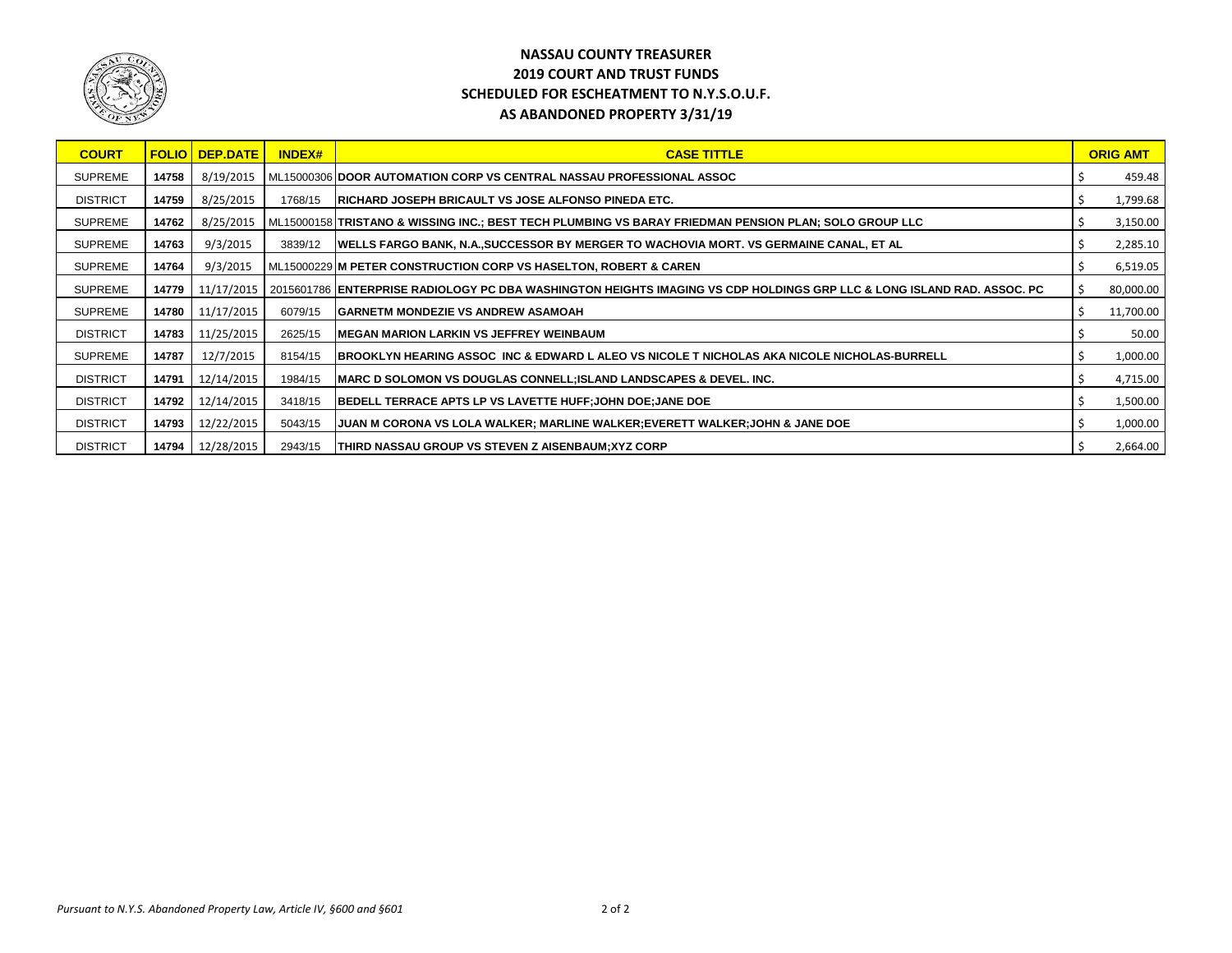# NASSAU COUNTY TREASURER
## 2019 COURT AND TRUST FUNDS
## SCHEDULED FOR ESCHEATMENT TO N.Y.S.O.U.F.
## AS ABANDONED PROPERTY 3/31/19

| COURT | FOLIO | DEP.DATE | INDEX# | CASE TITTLE | ORIG AMT |
|---|---|---|---|---|---|
| SUPREME | 14758 | 8/19/2015 | ML15000306 | DOOR AUTOMATION CORP VS CENTRAL NASSAU PROFESSIONAL ASSOC | $ 459.48 |
| DISTRICT | 14759 | 8/25/2015 | 1768/15 | RICHARD JOSEPH BRICAULT VS JOSE ALFONSO PINEDA ETC. | $ 1,799.68 |
| SUPREME | 14762 | 8/25/2015 | ML15000158 | TRISTANO & WISSING INC.; BEST TECH PLUMBING VS BARAY FRIEDMAN PENSION PLAN; SOLO GROUP LLC | $ 3,150.00 |
| SUPREME | 14763 | 9/3/2015 | 3839/12 | WELLS FARGO BANK, N.A.,SUCCESSOR BY MERGER TO WACHOVIA MORT. VS GERMAINE CANAL, ET AL | $ 2,285.10 |
| SUPREME | 14764 | 9/3/2015 | ML15000229 | M PETER CONSTRUCTION CORP VS HASELTON, ROBERT & CAREN | $ 6,519.05 |
| SUPREME | 14779 | 11/17/2015 | 2015601786 | ENTERPRISE RADIOLOGY PC DBA WASHINGTON HEIGHTS IMAGING VS CDP HOLDINGS GRP LLC & LONG ISLAND RAD. ASSOC. PC | $ 80,000.00 |
| SUPREME | 14780 | 11/17/2015 | 6079/15 | GARNETM MONDEZIE VS ANDREW ASAMOAH | $ 11,700.00 |
| DISTRICT | 14783 | 11/25/2015 | 2625/15 | MEGAN MARION LARKIN VS JEFFREY WEINBAUM | $ 50.00 |
| SUPREME | 14787 | 12/7/2015 | 8154/15 | BROOKLYN HEARING ASSOC INC & EDWARD L ALEO VS NICOLE T NICHOLAS AKA NICOLE NICHOLAS-BURRELL | $ 1,000.00 |
| DISTRICT | 14791 | 12/14/2015 | 1984/15 | MARC D SOLOMON VS DOUGLAS CONNELL;ISLAND LANDSCAPES & DEVEL. INC. | $ 4,715.00 |
| DISTRICT | 14792 | 12/14/2015 | 3418/15 | BEDELL TERRACE APTS LP VS LAVETTE HUFF;JOHN DOE;JANE DOE | $ 1,500.00 |
| DISTRICT | 14793 | 12/22/2015 | 5043/15 | JUAN M CORONA VS LOLA WALKER; MARLINE WALKER;EVERETT WALKER;JOHN & JANE DOE | $ 1,000.00 |
| DISTRICT | 14794 | 12/28/2015 | 2943/15 | THIRD NASSAU GROUP VS STEVEN Z AISENBAUM;XYZ CORP | $ 2,664.00 |

*Pursuant to N.Y.S. Abandoned Property Law, Article IV, §600 and §601*